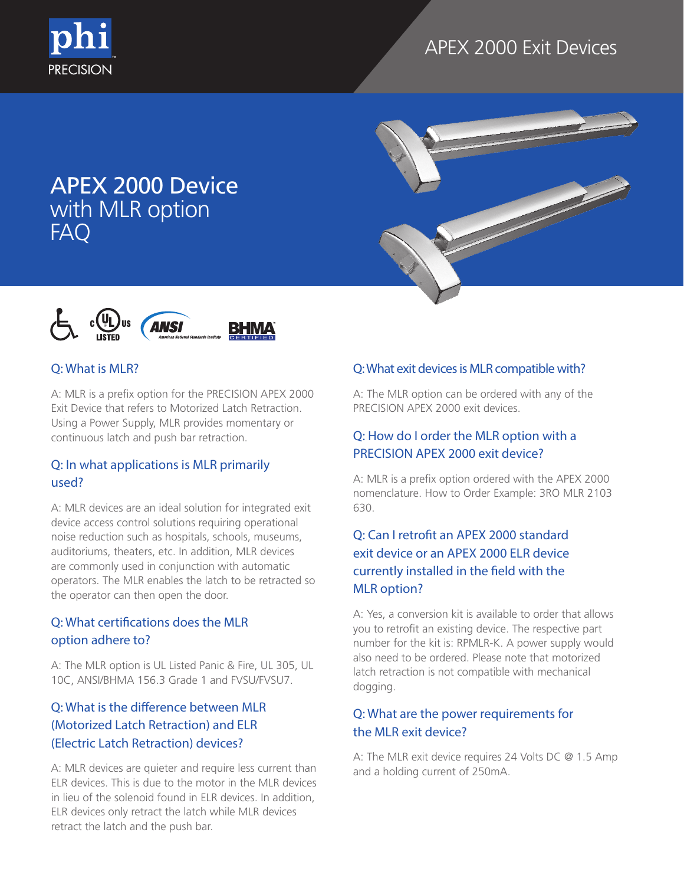phi PRECISION

APEX 2000 Exit Devices

# APEX 2000 Device with MLR option FAQ

### Q: What is MLR?

A: MLR is a prefix option for the PRECISION APEX 2000 Exit Device that refers to Motorized Latch Retraction. Using a Power Supply, MLR provides momentary or continuous latch and push bar retraction.

### Q: In what applications is MLR primarily used?

A: MLR devices are an ideal solution for integrated exit device access control solutions requiring operational noise reduction such as hospitals, schools, museums, auditoriums, theaters, etc. In addition, MLR devices are commonly used in conjunction with automatic operators. The MLR enables the latch to be retracted so the operator can then open the door.

### Q: What certifications does the MLR option adhere to?

A: The MLR option is UL Listed Panic & Fire, UL 305, UL 10C, ANSI/BHMA 156.3 Grade 1 and FVSU/FVSU7.

### Q: What is the difference between MLR (Motorized Latch Retraction) and ELR (Electric Latch Retraction) devices?

A: MLR devices are quieter and require less current than ELR devices. This is due to the motor in the MLR devices in lieu of the solenoid found in ELR devices. In addition, ELR devices only retract the latch while MLR devices retract the latch and the push bar.

### Q: What exit devices is MLR compatible with?

A: The MLR option can be ordered with any of the PRECISION APEX 2000 exit devices.

### Q: How do I order the MLR option with a PRECISION APEX 2000 exit device?

A: MLR is a prefix option ordered with the APEX 2000 nomenclature. How to Order Example: 3RO MLR 2103 630.

### Q: Can I retrofit an APEX 2000 standard exit device or an APEX 2000 ELR device currently installed in the field with the MLR option?

A: Yes, a conversion kit is available to order that allows you to retrofit an existing device. The respective part number for the kit is: RPMLR-K. A power supply would also need to be ordered. Please note that motorized latch retraction is not compatible with mechanical dogging.

### Q: What are the power requirements for the MLR exit device?

A: The MLR exit device requires 24 Volts DC @ 1.5 Amp and a holding current of 250mA.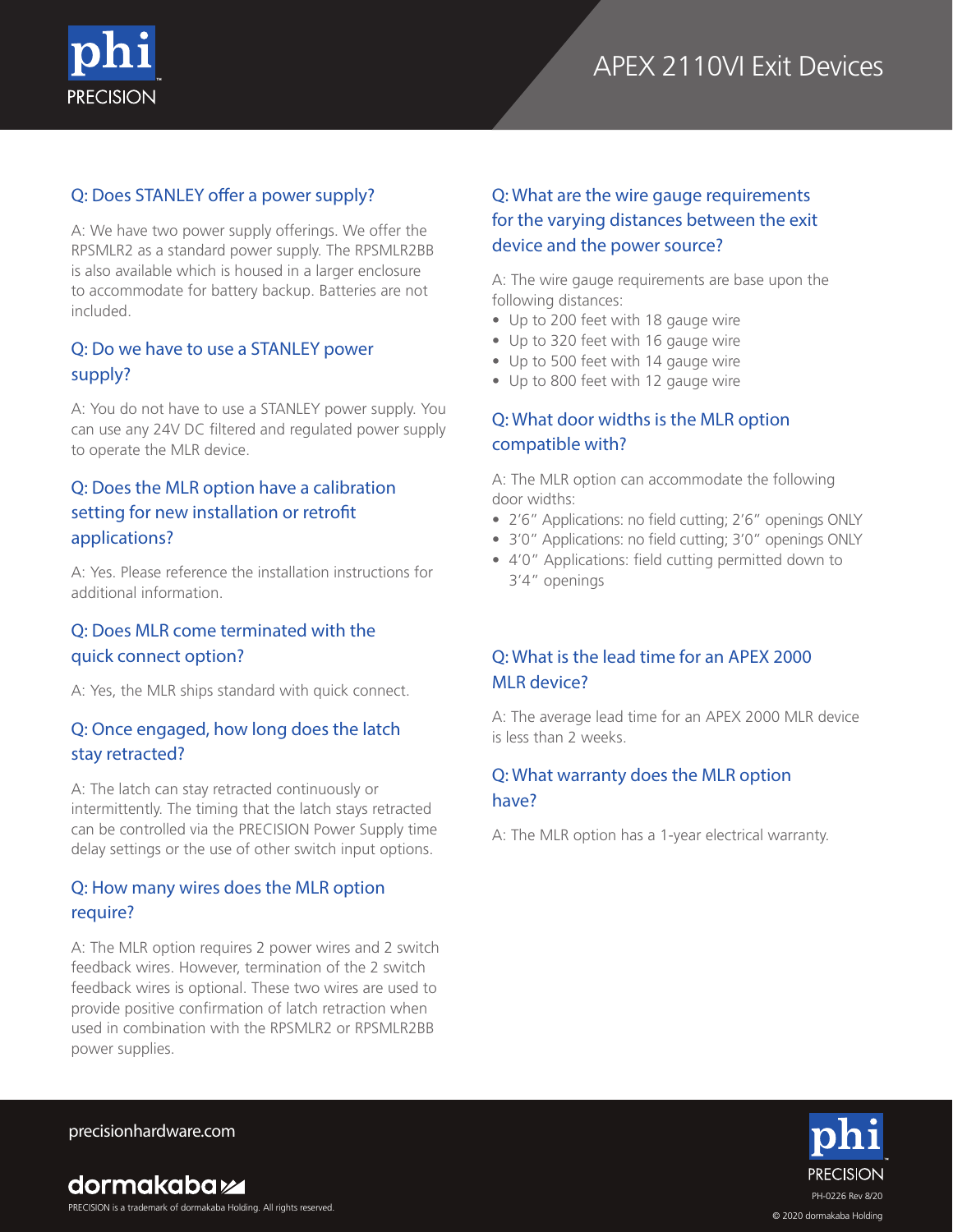# APEX 2110VI Exit Devices

### Q: Does STANLEY offer a power supply?

A: We have two power supply offerings. We offer the RPSMLR2 as a standard power supply. The RPSMLR2BB is also available which is housed in a larger enclosure to accommodate for battery backup. Batteries are not included.

### Q: Do we have to use a STANLEY power supply?

A: You do not have to use a STANLEY power supply. You can use any 24V DC filtered and regulated power supply to operate the MLR device.

### Q: Does the MLR option have a calibration setting for new installation or retrofit applications?

A: Yes. Please reference the installation instructions for additional information.

### Q: Does MLR come terminated with the quick connect option?

A: Yes, the MLR ships standard with quick connect.

### Q: Once engaged, how long does the latch stay retracted?

A: The latch can stay retracted continuously or intermittently. The timing that the latch stays retracted can be controlled via the PRECISION Power Supply time delay settings or the use of other switch input options.

### Q: How many wires does the MLR option require?

A: The MLR option requires 2 power wires and 2 switch feedback wires. However, termination of the 2 switch feedback wires is optional. These two wires are used to provide positive confirmation of latch retraction when used in combination with the RPSMLR2 or RPSMLR2BB power supplies.

### Q: What are the wire gauge requirements for the varying distances between the exit device and the power source?

A: The wire gauge requirements are base upon the following distances:

- Up to 200 feet with 18 gauge wire
- Up to 320 feet with 16 gauge wire
- Up to 500 feet with 14 gauge wire
- Up to 800 feet with 12 gauge wire

### Q: What door widths is the MLR option compatible with?

A: The MLR option can accommodate the following door widths:

- 2’6” Applications: no field cutting; 2’6” openings ONLY
- 3’0” Applications: no field cutting; 3’0” openings ONLY
- 4’0” Applications: field cutting permitted down to 3’4” openings

### Q: What is the lead time for an APEX 2000 MLR device?

A: The average lead time for an APEX 2000 MLR device is less than 2 weeks.

### Q: What warranty does the MLR option have?

A: The MLR option has a 1-year electrical warranty.

precisionhardware.com

dormakaba

PRECISION is a trademark of dormakaba Holding. All rights reserved.

PH-0226 Rev 8/20

© 2020 dormakaba Holding